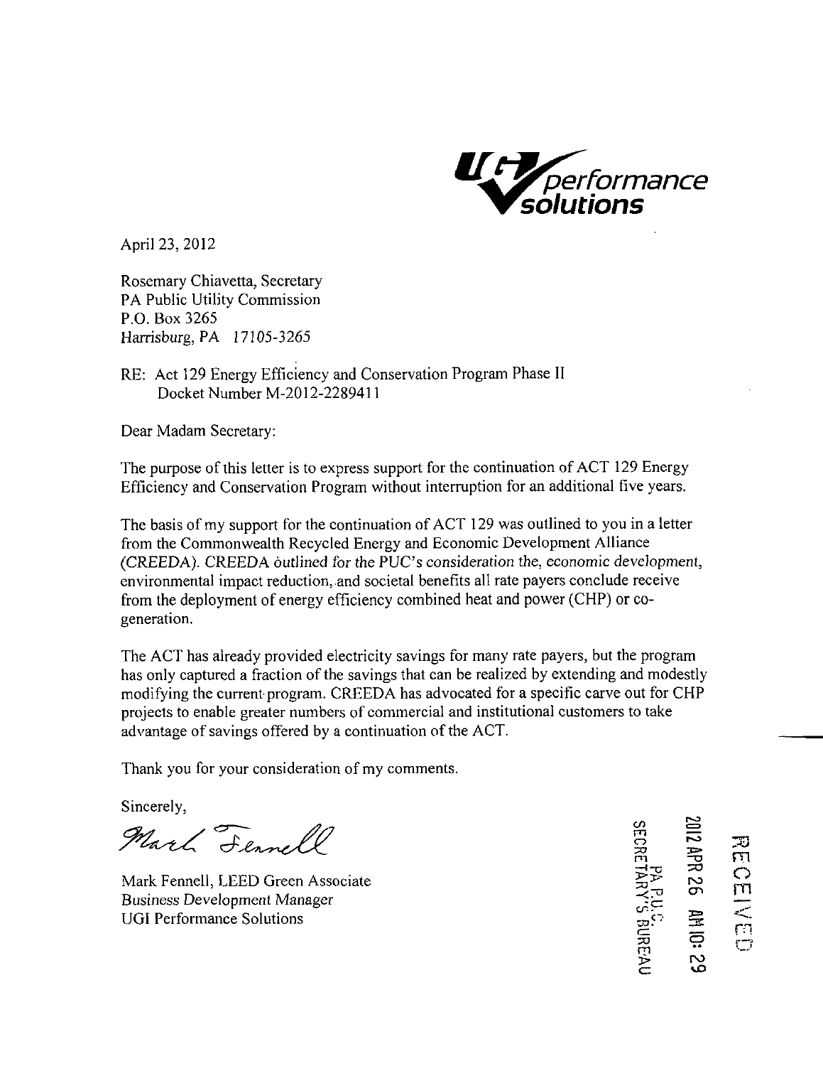UGI performance solutions

April 23, 2012

Rosemary Chiavetta, Secretary
PA Public Utility Commission
P.O. Box 3265
Harrisburg, PA 17105-3265

RE: Act 129 Energy Efficiency and Conservation Program Phase II
Docket Number M-2012-2289411

Dear Madam Secretary:

The purpose of this letter is to express support for the continuation of ACT 129 Energy Efficiency and Conservation Program without interruption for an additional five years.

The basis of my support for the continuation of ACT 129 was outlined to you in a letter from the Commonwealth Recycled Energy and Economic Development Alliance (CREEDA). *CREEDA outlined for the PUC's consideration the, economic development,* environmental impact reduction, and societal benefits all rate payers conclude receive from the deployment of energy efficiency combined heat and power (CHP) or co-generation.

The ACT has already provided electricity savings for many rate payers, but the program has only captured a fraction of the savings that can be realized by extending and modestly modifying the current program. CREEDA has advocated for a specific carve out for CHP projects to enable greater numbers of commercial and institutional customers to take advantage of savings offered by a continuation of the ACT.

Thank you for your consideration of my comments.

Sincerely,

Mark Fennell

Mark Fennell, LEED Green Associate
*Business Development Manager*
UGI Performance Solutions

RECEIVED
2012 APR 26 AM 10:29
PA P.U.C.
SECRETARY'S BUREAU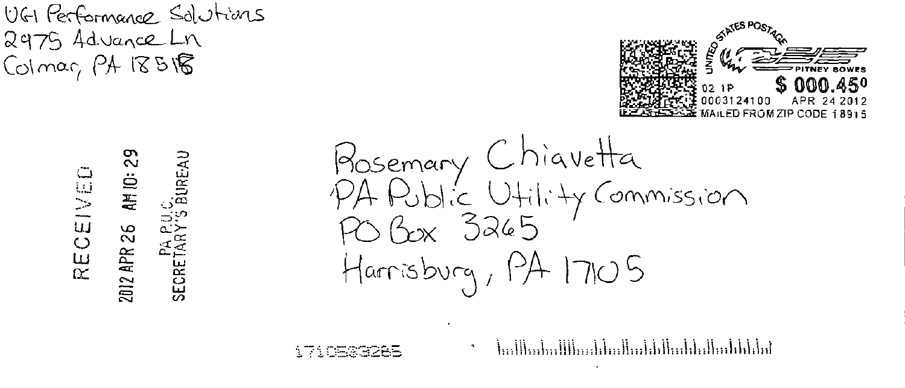UGI Performance Solutions
2975 Advance Ln
Colmar, PA 18518

UNITED STATES POSTAGE
PITNEY BOWES
02 1P
$ 000.45⁰
0003124100 APR 24 2012
MAILED FROM ZIP CODE 18915

RECEIVED
2012 APR 26 AM 10: 29
PA P.U.C.
SECRETARY'S BUREAU

Rosemary Chiavetta
PA Public Utility Commission
PO Box 3265
Harrisburg, PA 17105

1710533265